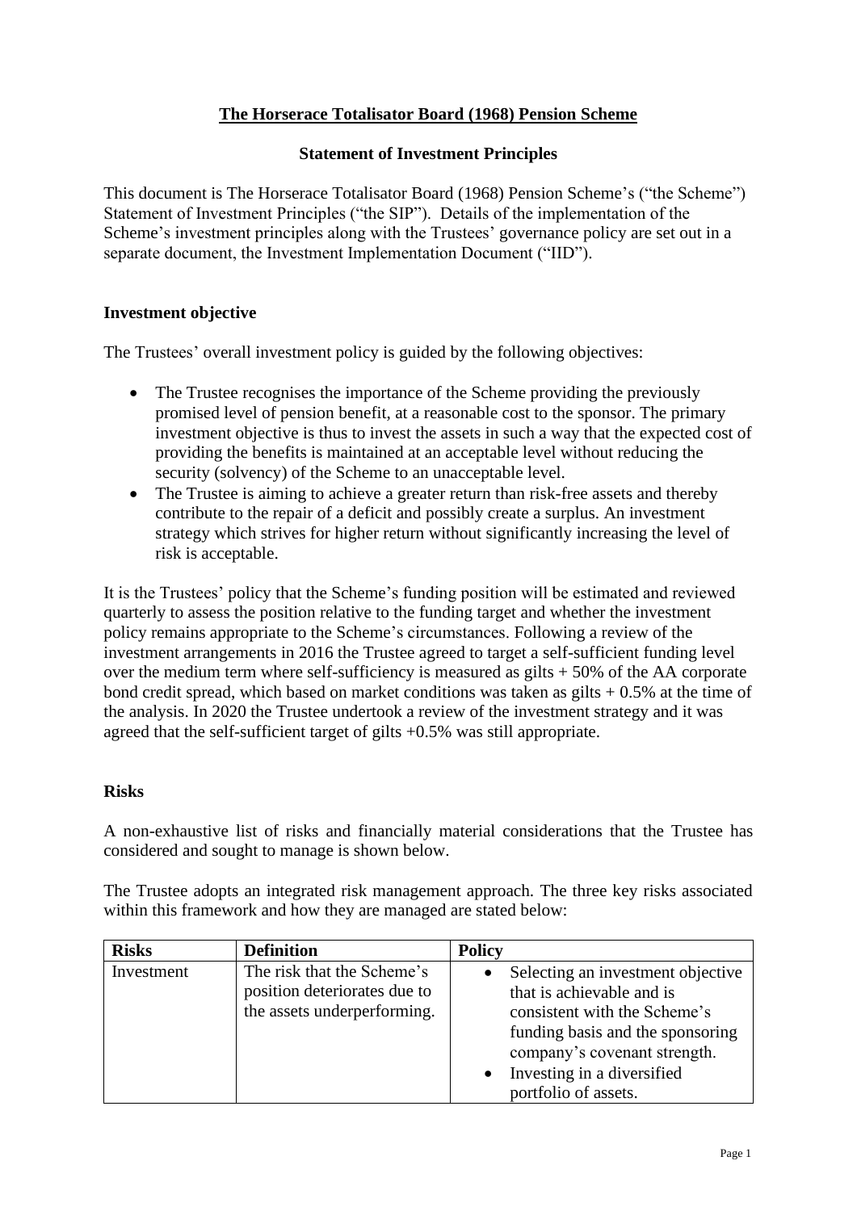# The Horserace Totalisator Board (1968) Pension Scheme

## Statement of Investment Principles

This document is The Horserace Totalisator Board (1968) Pension Scheme's ("the Scheme") Statement of Investment Principles ("the SIP"). Details of the implementation of the Scheme's investment principles along with the Trustees' governance policy are set out in a separate document, the Investment Implementation Document ("IID").

### Investment objective

The Trustees' overall investment policy is guided by the following objectives:

- The Trustee recognises the importance of the Scheme providing the previously promised level of pension benefit, at a reasonable cost to the sponsor. The primary investment objective is thus to invest the assets in such a way that the expected cost of providing the benefits is maintained at an acceptable level without reducing the security (solvency) of the Scheme to an unacceptable level.
- The Trustee is aiming to achieve a greater return than risk-free assets and thereby contribute to the repair of a deficit and possibly create a surplus. An investment strategy which strives for higher return without significantly increasing the level of risk is acceptable.

It is the Trustees' policy that the Scheme's funding position will be estimated and reviewed quarterly to assess the position relative to the funding target and whether the investment policy remains appropriate to the Scheme's circumstances. Following a review of the investment arrangements in 2016 the Trustee agreed to target a self-sufficient funding level over the medium term where self-sufficiency is measured as gilts + 50% of the AA corporate bond credit spread, which based on market conditions was taken as gilts + 0.5% at the time of the analysis. In 2020 the Trustee undertook a review of the investment strategy and it was agreed that the self-sufficient target of gilts +0.5% was still appropriate.

### Risks

A non-exhaustive list of risks and financially material considerations that the Trustee has considered and sought to manage is shown below.

The Trustee adopts an integrated risk management approach. The three key risks associated within this framework and how they are managed are stated below:

| Risks | Definition | Policy |
|---|---|---|
| Investment | The risk that the Scheme's position deteriorates due to the assets underperforming. | • Selecting an investment objective that is achievable and is consistent with the Scheme's funding basis and the sponsoring company's covenant strength.<br>• Investing in a diversified portfolio of assets. |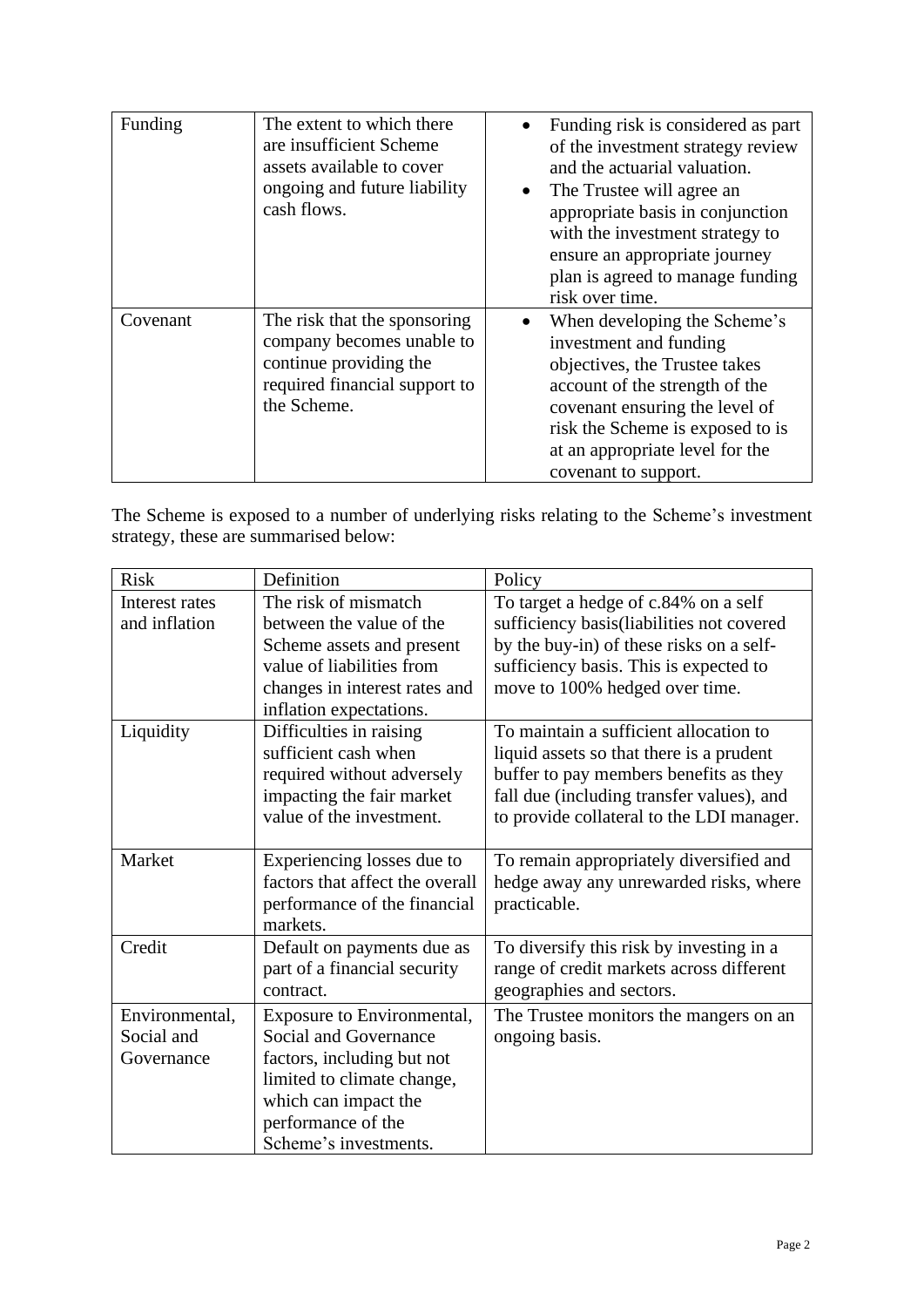| Funding | The extent to which there are insufficient Scheme assets available to cover ongoing and future liability cash flows. | • Funding risk is considered as part of the investment strategy review and the actuarial valuation.<br>• The Trustee will agree an appropriate basis in conjunction with the investment strategy to ensure an appropriate journey plan is agreed to manage funding risk over time. |
|---|---|---|
| Covenant | The risk that the sponsoring company becomes unable to continue providing the required financial support to the Scheme. | • When developing the Scheme's investment and funding objectives, the Trustee takes account of the strength of the covenant ensuring the level of risk the Scheme is exposed to is at an appropriate level for the covenant to support. |

The Scheme is exposed to a number of underlying risks relating to the Scheme's investment strategy, these are summarised below:

| Risk | Definition | Policy |
|---|---|---|
| Interest rates and inflation | The risk of mismatch between the value of the Scheme assets and present value of liabilities from changes in interest rates and inflation expectations. | To target a hedge of c.84% on a self sufficiency basis(liabilities not covered by the buy-in) of these risks on a self-sufficiency basis. This is expected to move to 100% hedged over time. |
| Liquidity | Difficulties in raising sufficient cash when required without adversely impacting the fair market value of the investment. | To maintain a sufficient allocation to liquid assets so that there is a prudent buffer to pay members benefits as they fall due (including transfer values), and to provide collateral to the LDI manager. |
| Market | Experiencing losses due to factors that affect the overall performance of the financial markets. | To remain appropriately diversified and hedge away any unrewarded risks, where practicable. |
| Credit | Default on payments due as part of a financial security contract. | To diversify this risk by investing in a range of credit markets across different geographies and sectors. |
| Environmental, Social and Governance | Exposure to Environmental, Social and Governance factors, including but not limited to climate change, which can impact the performance of the Scheme's investments. | The Trustee monitors the mangers on an ongoing basis. |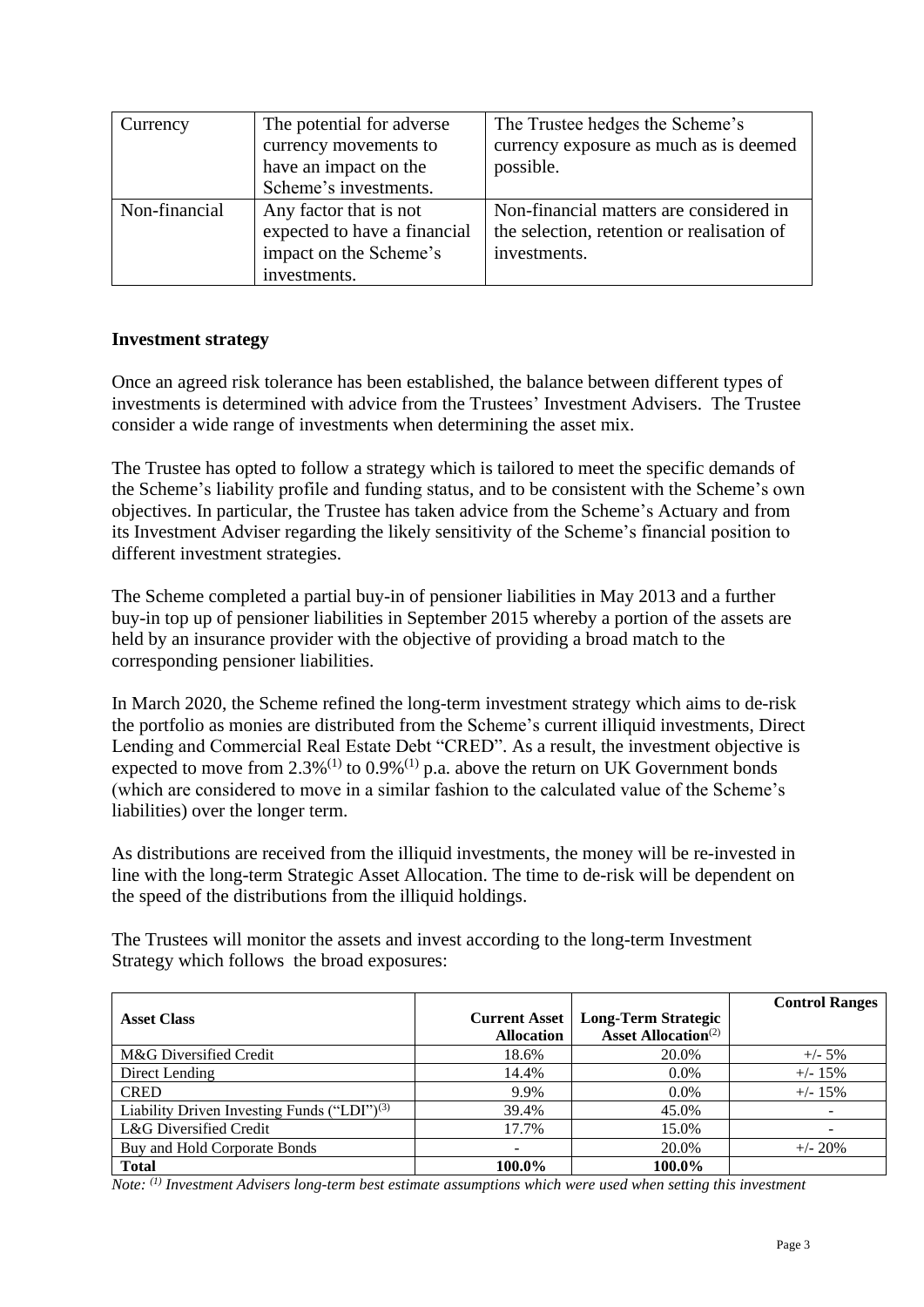| Currency | The potential for adverse currency movements to have an impact on the Scheme's investments. | The Trustee hedges the Scheme's currency exposure as much as is deemed possible. |
|---|---|---|
| Non-financial | Any factor that is not expected to have a financial impact on the Scheme's investments. | Non-financial matters are considered in the selection, retention or realisation of investments. |

**Investment strategy**

Once an agreed risk tolerance has been established, the balance between different types of investments is determined with advice from the Trustees' Investment Advisers. The Trustee consider a wide range of investments when determining the asset mix.

The Trustee has opted to follow a strategy which is tailored to meet the specific demands of the Scheme's liability profile and funding status, and to be consistent with the Scheme's own objectives. In particular, the Trustee has taken advice from the Scheme's Actuary and from its Investment Adviser regarding the likely sensitivity of the Scheme's financial position to different investment strategies.

The Scheme completed a partial buy-in of pensioner liabilities in May 2013 and a further buy-in top up of pensioner liabilities in September 2015 whereby a portion of the assets are held by an insurance provider with the objective of providing a broad match to the corresponding pensioner liabilities.

In March 2020, the Scheme refined the long-term investment strategy which aims to de-risk the portfolio as monies are distributed from the Scheme's current illiquid investments, Direct Lending and Commercial Real Estate Debt "CRED". As a result, the investment objective is expected to move from 2.3%(1) to 0.9%(1) p.a. above the return on UK Government bonds (which are considered to move in a similar fashion to the calculated value of the Scheme's liabilities) over the longer term.

As distributions are received from the illiquid investments, the money will be re-invested in line with the long-term Strategic Asset Allocation. The time to de-risk will be dependent on the speed of the distributions from the illiquid holdings.

The Trustees will monitor the assets and invest according to the long-term Investment Strategy which follows the broad exposures:

| Asset Class | Current Asset Allocation | Long-Term Strategic Asset Allocation(2) | Control Ranges |
|---|---|---|---|
| M&G Diversified Credit | 18.6% | 20.0% | +/- 5% |
| Direct Lending | 14.4% | 0.0% | +/- 15% |
| CRED | 9.9% | 0.0% | +/- 15% |
| Liability Driven Investing Funds ("LDI")(3) | 39.4% | 45.0% | - |
| L&G Diversified Credit | 17.7% | 15.0% | - |
| Buy and Hold Corporate Bonds | - | 20.0% | +/- 20% |
| **Total** | **100.0%** | **100.0%** | |

*Note: (1) Investment Advisers long-term best estimate assumptions which were used when setting this investment*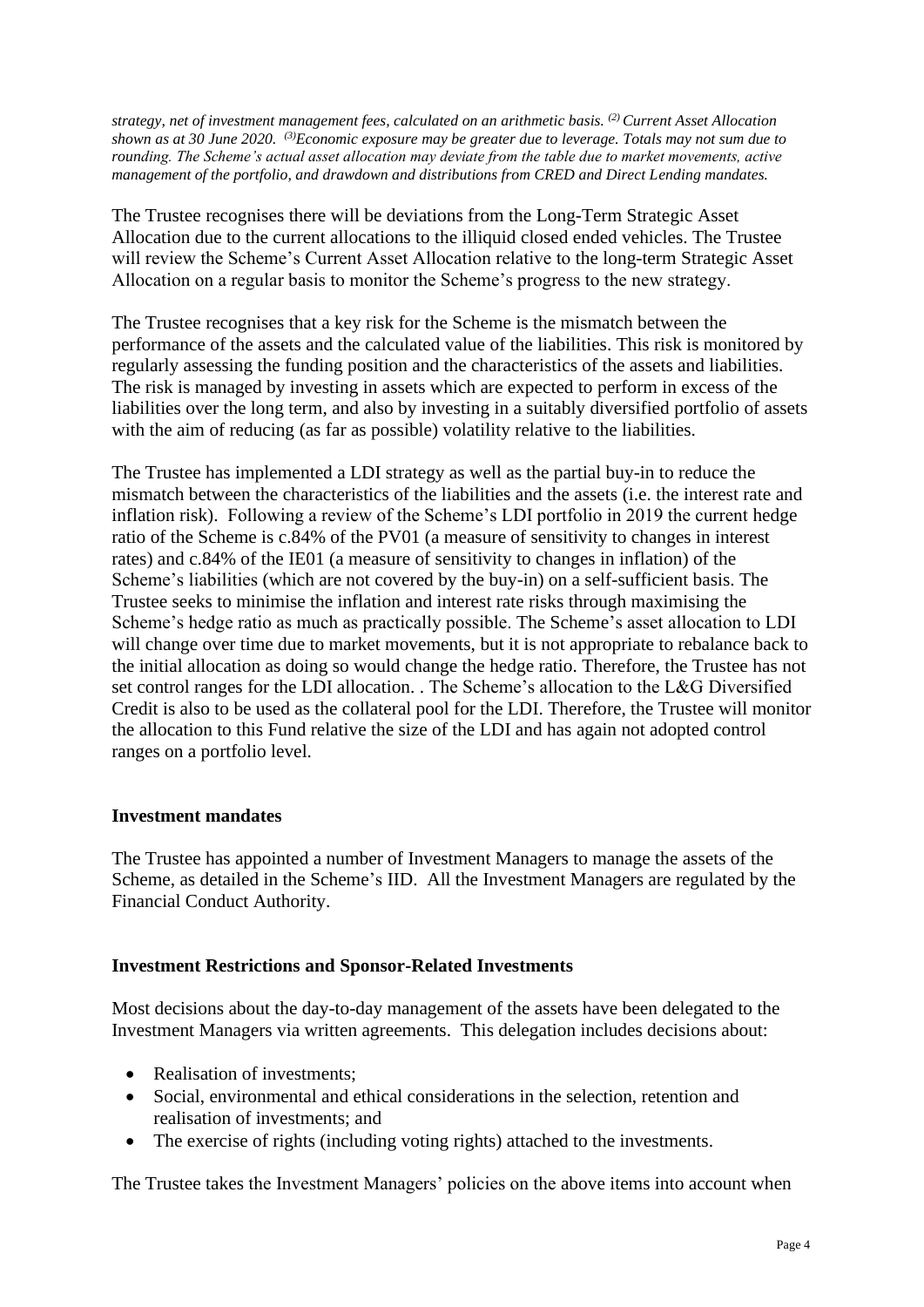*strategy, net of investment management fees, calculated on an arithmetic basis.* [(2)] *Current Asset Allocation shown as at 30 June 2020.* [(3)]*Economic exposure may be greater due to leverage. Totals may not sum due to rounding. The Scheme's actual asset allocation may deviate from the table due to market movements, active management of the portfolio, and drawdown and distributions from CRED and Direct Lending mandates.*

The Trustee recognises there will be deviations from the Long-Term Strategic Asset Allocation due to the current allocations to the illiquid closed ended vehicles. The Trustee will review the Scheme's Current Asset Allocation relative to the long-term Strategic Asset Allocation on a regular basis to monitor the Scheme's progress to the new strategy.

The Trustee recognises that a key risk for the Scheme is the mismatch between the performance of the assets and the calculated value of the liabilities. This risk is monitored by regularly assessing the funding position and the characteristics of the assets and liabilities. The risk is managed by investing in assets which are expected to perform in excess of the liabilities over the long term, and also by investing in a suitably diversified portfolio of assets with the aim of reducing (as far as possible) volatility relative to the liabilities.

The Trustee has implemented a LDI strategy as well as the partial buy-in to reduce the mismatch between the characteristics of the liabilities and the assets (i.e. the interest rate and inflation risk). Following a review of the Scheme's LDI portfolio in 2019 the current hedge ratio of the Scheme is c.84% of the PV01 (a measure of sensitivity to changes in interest rates) and c.84% of the IE01 (a measure of sensitivity to changes in inflation) of the Scheme's liabilities (which are not covered by the buy-in) on a self-sufficient basis. The Trustee seeks to minimise the inflation and interest rate risks through maximising the Scheme's hedge ratio as much as practically possible. The Scheme's asset allocation to LDI will change over time due to market movements, but it is not appropriate to rebalance back to the initial allocation as doing so would change the hedge ratio. Therefore, the Trustee has not set control ranges for the LDI allocation. . The Scheme's allocation to the L&G Diversified Credit is also to be used as the collateral pool for the LDI. Therefore, the Trustee will monitor the allocation to this Fund relative the size of the LDI and has again not adopted control ranges on a portfolio level.

**Investment mandates**

The Trustee has appointed a number of Investment Managers to manage the assets of the Scheme, as detailed in the Scheme's IID. All the Investment Managers are regulated by the Financial Conduct Authority.

**Investment Restrictions and Sponsor-Related Investments**

Most decisions about the day-to-day management of the assets have been delegated to the Investment Managers via written agreements. This delegation includes decisions about:

- Realisation of investments;
- Social, environmental and ethical considerations in the selection, retention and realisation of investments; and
- The exercise of rights (including voting rights) attached to the investments.

The Trustee takes the Investment Managers' policies on the above items into account when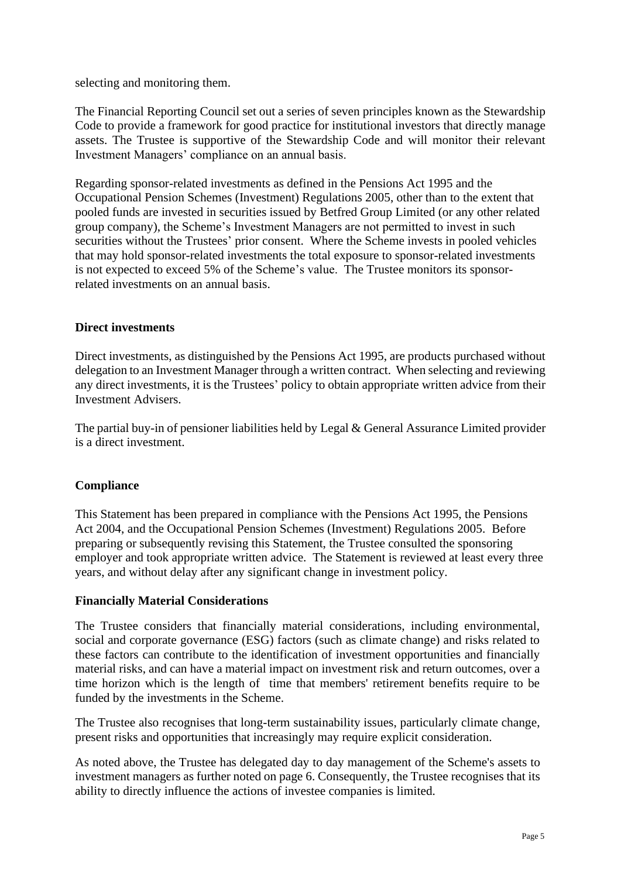selecting and monitoring them.

The Financial Reporting Council set out a series of seven principles known as the Stewardship Code to provide a framework for good practice for institutional investors that directly manage assets. The Trustee is supportive of the Stewardship Code and will monitor their relevant Investment Managers' compliance on an annual basis.

Regarding sponsor-related investments as defined in the Pensions Act 1995 and the Occupational Pension Schemes (Investment) Regulations 2005, other than to the extent that pooled funds are invested in securities issued by Betfred Group Limited (or any other related group company), the Scheme's Investment Managers are not permitted to invest in such securities without the Trustees' prior consent. Where the Scheme invests in pooled vehicles that may hold sponsor-related investments the total exposure to sponsor-related investments is not expected to exceed 5% of the Scheme's value. The Trustee monitors its sponsor-related investments on an annual basis.

**Direct investments**

Direct investments, as distinguished by the Pensions Act 1995, are products purchased without delegation to an Investment Manager through a written contract. When selecting and reviewing any direct investments, it is the Trustees' policy to obtain appropriate written advice from their Investment Advisers.

The partial buy-in of pensioner liabilities held by Legal & General Assurance Limited provider is a direct investment.

**Compliance**

This Statement has been prepared in compliance with the Pensions Act 1995, the Pensions Act 2004, and the Occupational Pension Schemes (Investment) Regulations 2005. Before preparing or subsequently revising this Statement, the Trustee consulted the sponsoring employer and took appropriate written advice. The Statement is reviewed at least every three years, and without delay after any significant change in investment policy.

**Financially Material Considerations**

The Trustee considers that financially material considerations, including environmental, social and corporate governance (ESG) factors (such as climate change) and risks related to these factors can contribute to the identification of investment opportunities and financially material risks, and can have a material impact on investment risk and return outcomes, over a time horizon which is the length of time that members' retirement benefits require to be funded by the investments in the Scheme.

The Trustee also recognises that long-term sustainability issues, particularly climate change, present risks and opportunities that increasingly may require explicit consideration.

As noted above, the Trustee has delegated day to day management of the Scheme's assets to investment managers as further noted on page 6. Consequently, the Trustee recognises that its ability to directly influence the actions of investee companies is limited.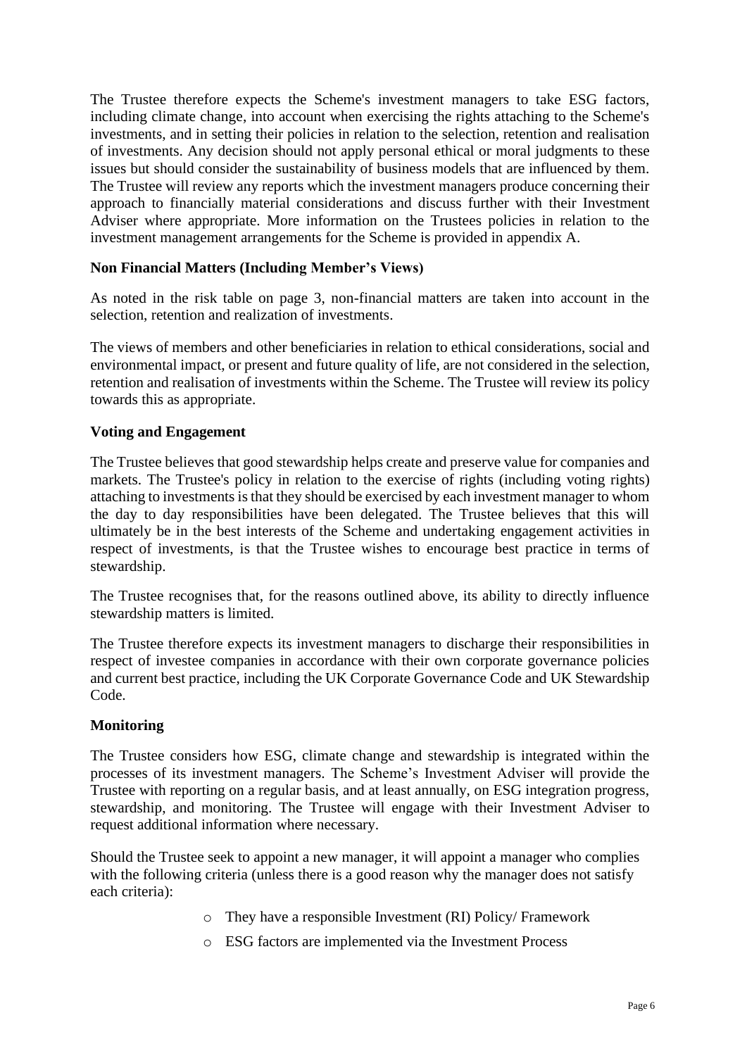The Trustee therefore expects the Scheme's investment managers to take ESG factors, including climate change, into account when exercising the rights attaching to the Scheme's investments, and in setting their policies in relation to the selection, retention and realisation of investments. Any decision should not apply personal ethical or moral judgments to these issues but should consider the sustainability of business models that are influenced by them. The Trustee will review any reports which the investment managers produce concerning their approach to financially material considerations and discuss further with their Investment Adviser where appropriate. More information on the Trustees policies in relation to the investment management arrangements for the Scheme is provided in appendix A.

**Non Financial Matters (Including Member's Views)**

As noted in the risk table on page 3, non-financial matters are taken into account in the selection, retention and realization of investments.

The views of members and other beneficiaries in relation to ethical considerations, social and environmental impact, or present and future quality of life, are not considered in the selection, retention and realisation of investments within the Scheme. The Trustee will review its policy towards this as appropriate.

**Voting and Engagement**

The Trustee believes that good stewardship helps create and preserve value for companies and markets. The Trustee's policy in relation to the exercise of rights (including voting rights) attaching to investments is that they should be exercised by each investment manager to whom the day to day responsibilities have been delegated. The Trustee believes that this will ultimately be in the best interests of the Scheme and undertaking engagement activities in respect of investments, is that the Trustee wishes to encourage best practice in terms of stewardship.

The Trustee recognises that, for the reasons outlined above, its ability to directly influence stewardship matters is limited.

The Trustee therefore expects its investment managers to discharge their responsibilities in respect of investee companies in accordance with their own corporate governance policies and current best practice, including the UK Corporate Governance Code and UK Stewardship Code.

**Monitoring**

The Trustee considers how ESG, climate change and stewardship is integrated within the processes of its investment managers. The Scheme's Investment Adviser will provide the Trustee with reporting on a regular basis, and at least annually, on ESG integration progress, stewardship, and monitoring. The Trustee will engage with their Investment Adviser to request additional information where necessary.

Should the Trustee seek to appoint a new manager, it will appoint a manager who complies with the following criteria (unless there is a good reason why the manager does not satisfy each criteria):

- They have a responsible Investment (RI) Policy/ Framework
- ESG factors are implemented via the Investment Process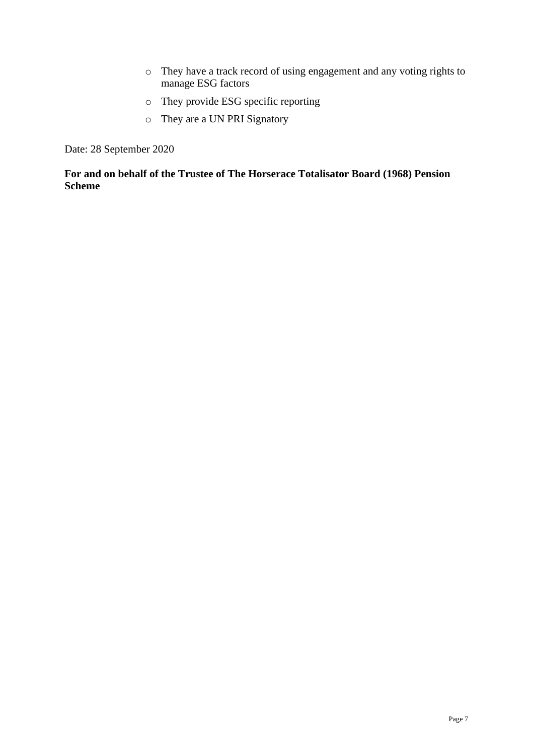- They have a track record of using engagement and any voting rights to manage ESG factors
  - They provide ESG specific reporting
  - They are a UN PRI Signatory

Date: 28 September 2020

**For and on behalf of the Trustee of The Horserace Totalisator Board (1968) Pension Scheme**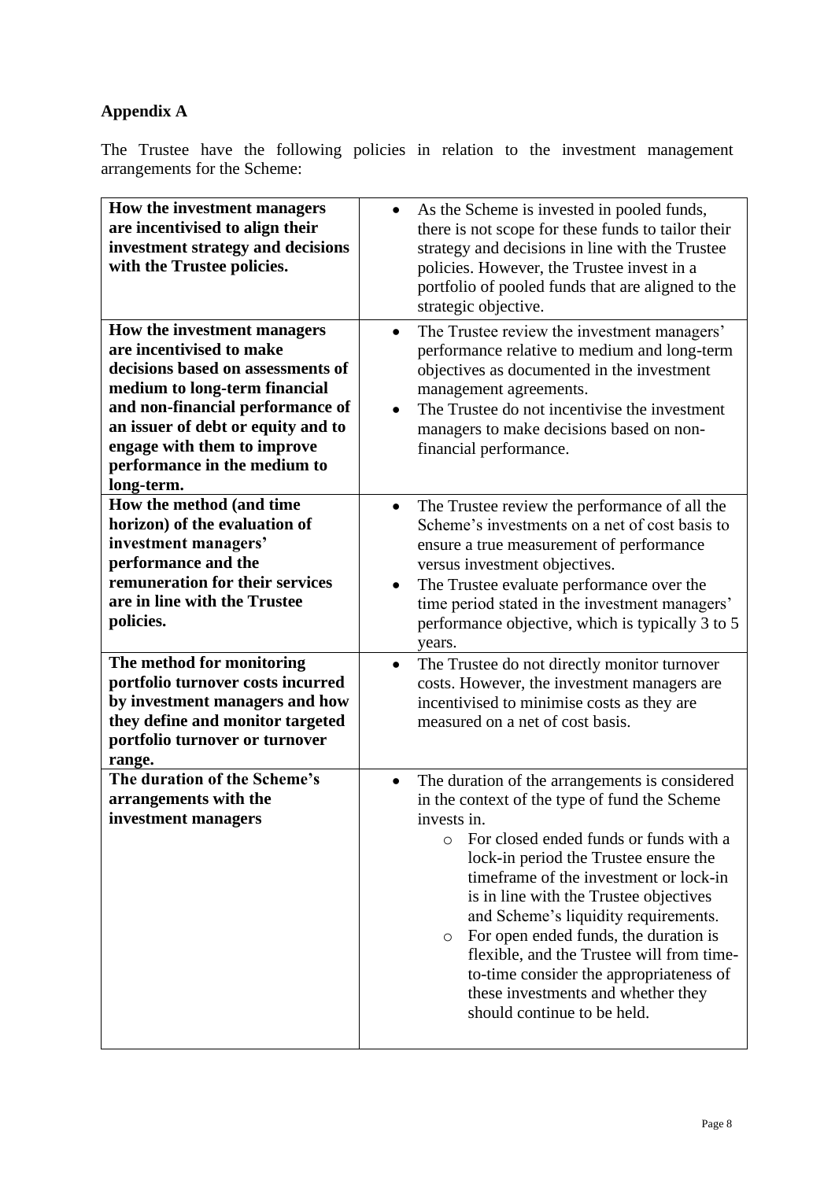## Appendix A

The Trustee have the following policies in relation to the investment management arrangements for the Scheme:

| | |
|---|---|
| **How the investment managers are incentivised to align their investment strategy and decisions with the Trustee policies.** | • As the Scheme is invested in pooled funds, there is not scope for these funds to tailor their strategy and decisions in line with the Trustee policies. However, the Trustee invest in a portfolio of pooled funds that are aligned to the strategic objective. |
| **How the investment managers are incentivised to make decisions based on assessments of medium to long-term financial and non-financial performance of an issuer of debt or equity and to engage with them to improve performance in the medium to long-term.** | • The Trustee review the investment managers' performance relative to medium and long-term objectives as documented in the investment management agreements.<br>• The Trustee do not incentivise the investment managers to make decisions based on non-financial performance. |
| **How the method (and time horizon) of the evaluation of investment managers' performance and the remuneration for their services are in line with the Trustee policies.** | • The Trustee review the performance of all the Scheme's investments on a net of cost basis to ensure a true measurement of performance versus investment objectives.<br>• The Trustee evaluate performance over the time period stated in the investment managers' performance objective, which is typically 3 to 5 years. |
| **The method for monitoring portfolio turnover costs incurred by investment managers and how they define and monitor targeted portfolio turnover or turnover range.** | • The Trustee do not directly monitor turnover costs. However, the investment managers are incentivised to minimise costs as they are measured on a net of cost basis. |
| **The duration of the Scheme's arrangements with the investment managers** | • The duration of the arrangements is considered in the context of the type of fund the Scheme invests in.<br>  ○ For closed ended funds or funds with a lock-in period the Trustee ensure the timeframe of the investment or lock-in is in line with the Trustee objectives and Scheme's liquidity requirements.<br>  ○ For open ended funds, the duration is flexible, and the Trustee will from time-to-time consider the appropriateness of these investments and whether they should continue to be held. |